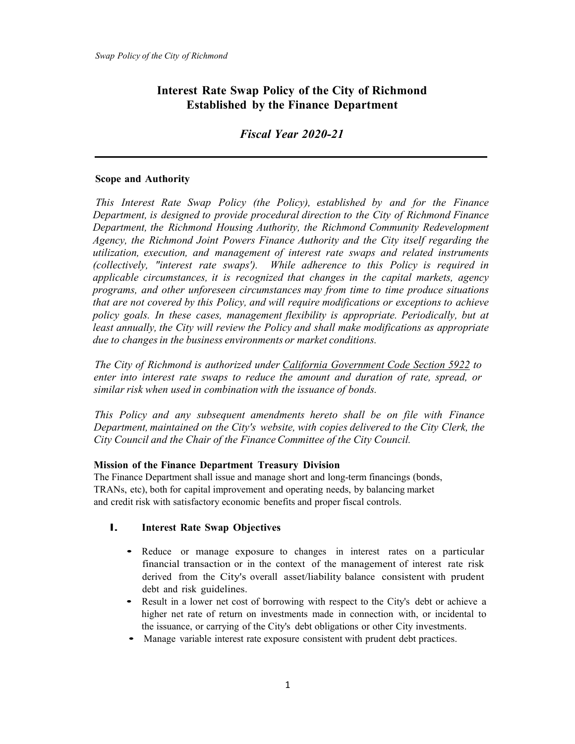# Interest Rate Swap Policy of the City of Richmond
# Established by the Finance Department

## *Fiscal Year 2020-21*

---

### Scope and Authority

*This Interest Rate Swap Policy (the Policy), established by and for the Finance Department, is designed to provide procedural direction to the City of Richmond Finance Department, the Richmond Housing Authority, the Richmond Community Redevelopment Agency, the Richmond Joint Powers Finance Authority and the City itself regarding the utilization, execution, and management of interest rate swaps and related instruments (collectively, "interest rate swaps'). While adherence to this Policy is required in applicable circumstances, it is recognized that changes in the capital markets, agency programs, and other unforeseen circumstances may from time to time produce situations that are not covered by this Policy, and will require modifications or exceptions to achieve policy goals. In these cases, management flexibility is appropriate. Periodically, but at least annually, the City will review the Policy and shall make modifications as appropriate due to changes in the business environments or market conditions.*

*The City of Richmond is authorized under California Government Code Section 5922 to enter into interest rate swaps to reduce the amount and duration of rate, spread, or similar risk when used in combination with the issuance of bonds.*

*This Policy and any subsequent amendments hereto shall be on file with Finance Department, maintained on the City's website, with copies delivered to the City Clerk, the City Council and the Chair of the Finance Committee of the City Council.*

### Mission of the Finance Department Treasury Division

The Finance Department shall issue and manage short and long-term financings (bonds, TRANs, etc), both for capital improvement and operating needs, by balancing market and credit risk with satisfactory economic benefits and proper fiscal controls.

### I. Interest Rate Swap Objectives

- Reduce or manage exposure to changes in interest rates on a particular financial transaction or in the context of the management of interest rate risk derived from the City's overall asset/liability balance consistent with prudent debt and risk guidelines.
- Result in a lower net cost of borrowing with respect to the City's debt or achieve a higher net rate of return on investments made in connection with, or incidental to the issuance, or carrying of the City's debt obligations or other City investments.
- Manage variable interest rate exposure consistent with prudent debt practices.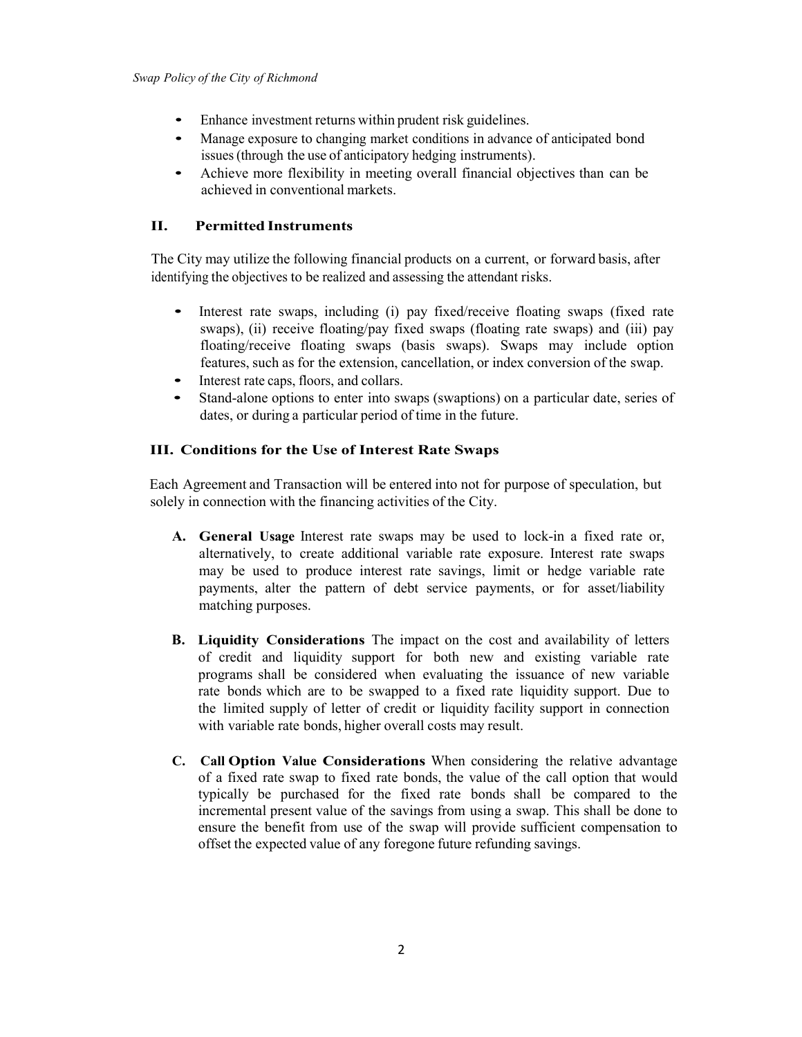- Enhance investment returns within prudent risk guidelines.
- Manage exposure to changing market conditions in advance of anticipated bond issues (through the use of anticipatory hedging instruments).
- Achieve more flexibility in meeting overall financial objectives than can be achieved in conventional markets.

## II. Permitted Instruments

The City may utilize the following financial products on a current, or forward basis, after identifying the objectives to be realized and assessing the attendant risks.

- Interest rate swaps, including (i) pay fixed/receive floating swaps (fixed rate swaps), (ii) receive floating/pay fixed swaps (floating rate swaps) and (iii) pay floating/receive floating swaps (basis swaps). Swaps may include option features, such as for the extension, cancellation, or index conversion of the swap.
- Interest rate caps, floors, and collars.
- Stand-alone options to enter into swaps (swaptions) on a particular date, series of dates, or during a particular period of time in the future.

## III. Conditions for the Use of Interest Rate Swaps

Each Agreement and Transaction will be entered into not for purpose of speculation, but solely in connection with the financing activities of the City.

**A. General Usage** Interest rate swaps may be used to lock-in a fixed rate or, alternatively, to create additional variable rate exposure. Interest rate swaps may be used to produce interest rate savings, limit or hedge variable rate payments, alter the pattern of debt service payments, or for asset/liability matching purposes.

**B. Liquidity Considerations** The impact on the cost and availability of letters of credit and liquidity support for both new and existing variable rate programs shall be considered when evaluating the issuance of new variable rate bonds which are to be swapped to a fixed rate liquidity support. Due to the limited supply of letter of credit or liquidity facility support in connection with variable rate bonds, higher overall costs may result.

**C. Call Option Value Considerations** When considering the relative advantage of a fixed rate swap to fixed rate bonds, the value of the call option that would typically be purchased for the fixed rate bonds shall be compared to the incremental present value of the savings from using a swap. This shall be done to ensure the benefit from use of the swap will provide sufficient compensation to offset the expected value of any foregone future refunding savings.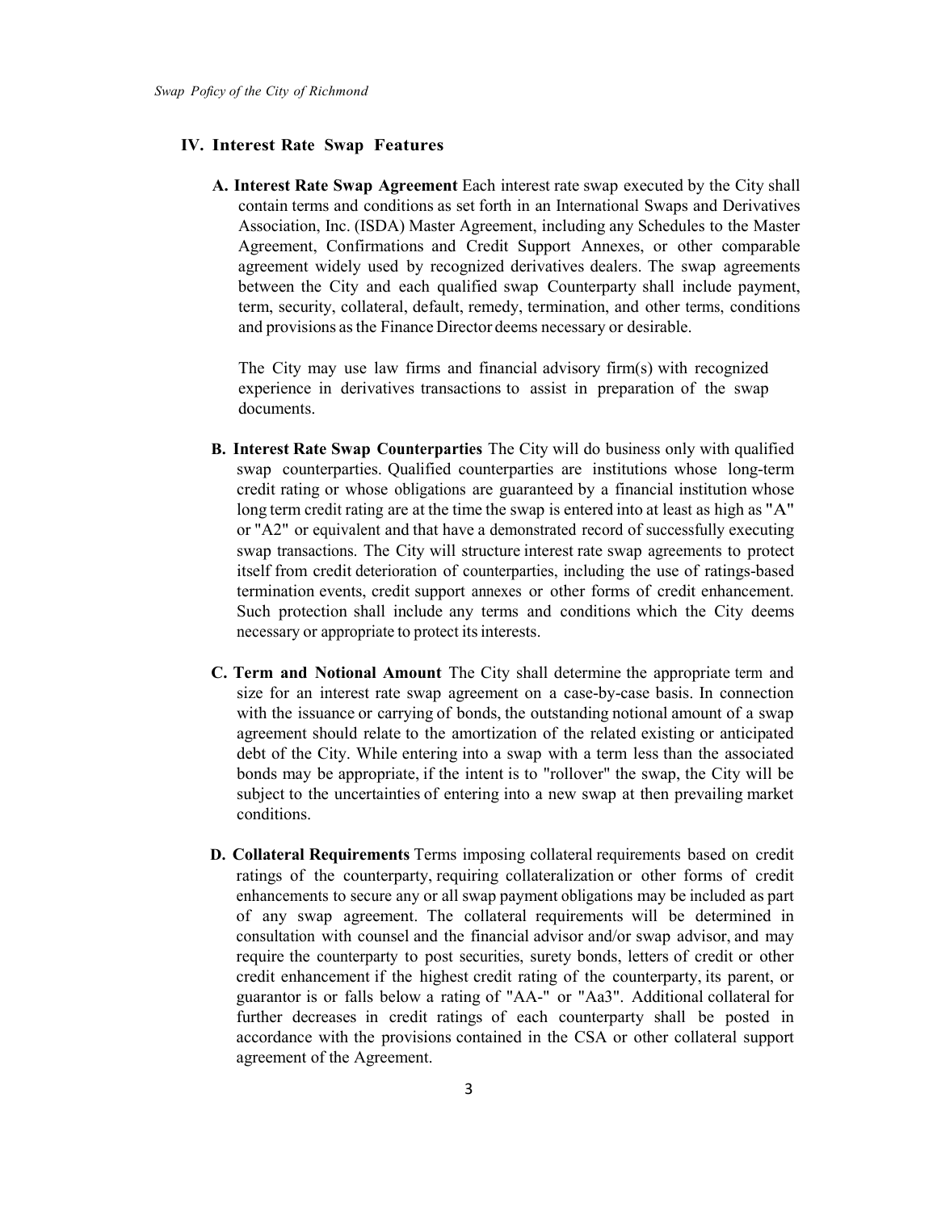## IV. Interest Rate Swap Features

**A. Interest Rate Swap Agreement** Each interest rate swap executed by the City shall contain terms and conditions as set forth in an International Swaps and Derivatives Association, Inc. (ISDA) Master Agreement, including any Schedules to the Master Agreement, Confirmations and Credit Support Annexes, or other comparable agreement widely used by recognized derivatives dealers. The swap agreements between the City and each qualified swap Counterparty shall include payment, term, security, collateral, default, remedy, termination, and other terms, conditions and provisions as the Finance Director deems necessary or desirable.

The City may use law firms and financial advisory firm(s) with recognized experience in derivatives transactions to assist in preparation of the swap documents.

**B. Interest Rate Swap Counterparties** The City will do business only with qualified swap counterparties. Qualified counterparties are institutions whose long-term credit rating or whose obligations are guaranteed by a financial institution whose long term credit rating are at the time the swap is entered into at least as high as "A" or "A2" or equivalent and that have a demonstrated record of successfully executing swap transactions. The City will structure interest rate swap agreements to protect itself from credit deterioration of counterparties, including the use of ratings-based termination events, credit support annexes or other forms of credit enhancement. Such protection shall include any terms and conditions which the City deems necessary or appropriate to protect its interests.

**C. Term and Notional Amount** The City shall determine the appropriate term and size for an interest rate swap agreement on a case-by-case basis. In connection with the issuance or carrying of bonds, the outstanding notional amount of a swap agreement should relate to the amortization of the related existing or anticipated debt of the City. While entering into a swap with a term less than the associated bonds may be appropriate, if the intent is to "rollover" the swap, the City will be subject to the uncertainties of entering into a new swap at then prevailing market conditions.

**D. Collateral Requirements** Terms imposing collateral requirements based on credit ratings of the counterparty, requiring collateralization or other forms of credit enhancements to secure any or all swap payment obligations may be included as part of any swap agreement. The collateral requirements will be determined in consultation with counsel and the financial advisor and/or swap advisor, and may require the counterparty to post securities, surety bonds, letters of credit or other credit enhancement if the highest credit rating of the counterparty, its parent, or guarantor is or falls below a rating of "AA-" or "Aa3". Additional collateral for further decreases in credit ratings of each counterparty shall be posted in accordance with the provisions contained in the CSA or other collateral support agreement of the Agreement.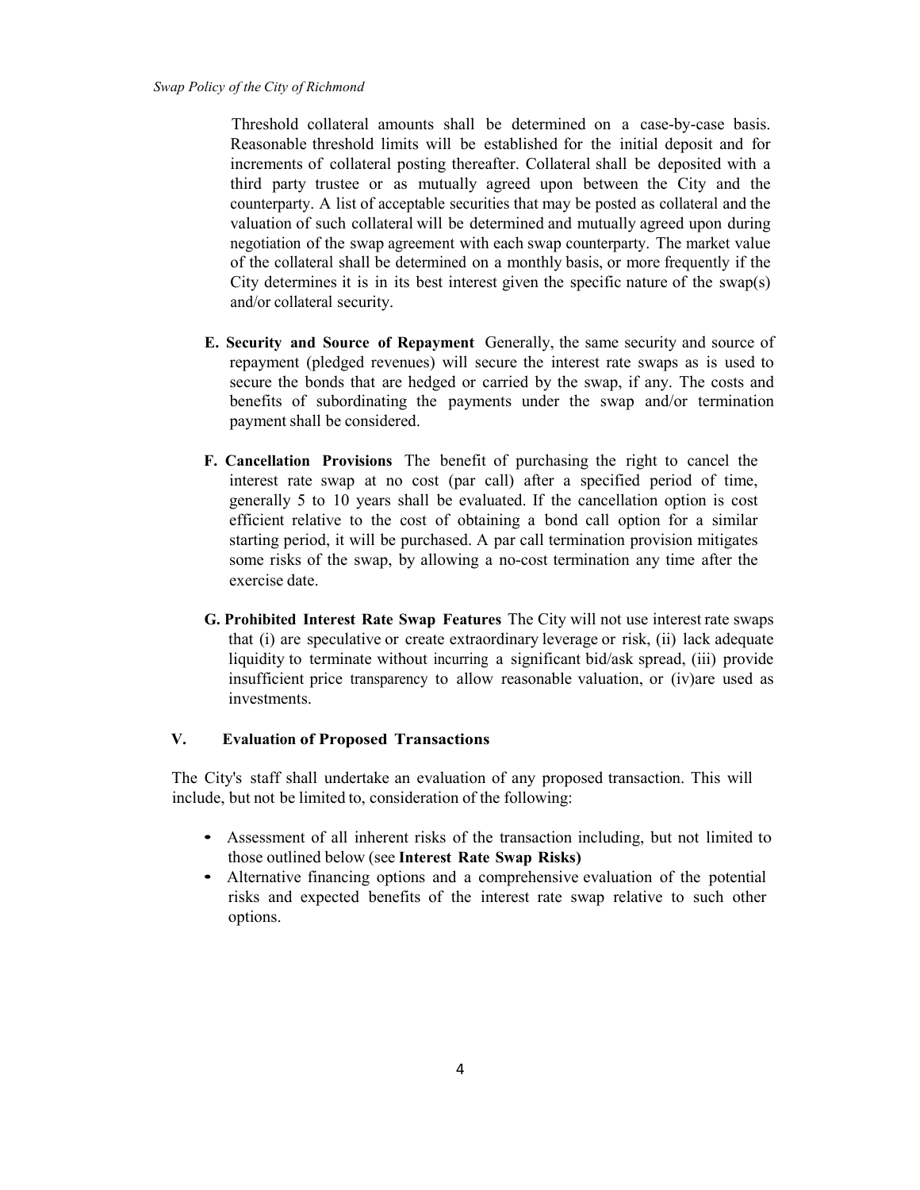Threshold collateral amounts shall be determined on a case-by-case basis. Reasonable threshold limits will be established for the initial deposit and for increments of collateral posting thereafter. Collateral shall be deposited with a third party trustee or as mutually agreed upon between the City and the counterparty. A list of acceptable securities that may be posted as collateral and the valuation of such collateral will be determined and mutually agreed upon during negotiation of the swap agreement with each swap counterparty. The market value of the collateral shall be determined on a monthly basis, or more frequently if the City determines it is in its best interest given the specific nature of the swap(s) and/or collateral security.

**E. Security and Source of Repayment** Generally, the same security and source of repayment (pledged revenues) will secure the interest rate swaps as is used to secure the bonds that are hedged or carried by the swap, if any. The costs and benefits of subordinating the payments under the swap and/or termination payment shall be considered.

**F. Cancellation Provisions** The benefit of purchasing the right to cancel the interest rate swap at no cost (par call) after a specified period of time, generally 5 to 10 years shall be evaluated. If the cancellation option is cost efficient relative to the cost of obtaining a bond call option for a similar starting period, it will be purchased. A par call termination provision mitigates some risks of the swap, by allowing a no-cost termination any time after the exercise date.

**G. Prohibited Interest Rate Swap Features** The City will not use interest rate swaps that (i) are speculative or create extraordinary leverage or risk, (ii) lack adequate liquidity to terminate without incurring a significant bid/ask spread, (iii) provide insufficient price transparency to allow reasonable valuation, or (iv)are used as investments.

## V. Evaluation of Proposed Transactions

The City's staff shall undertake an evaluation of any proposed transaction. This will include, but not be limited to, consideration of the following:

- Assessment of all inherent risks of the transaction including, but not limited to those outlined below (see **Interest Rate Swap Risks)**
- Alternative financing options and a comprehensive evaluation of the potential risks and expected benefits of the interest rate swap relative to such other options.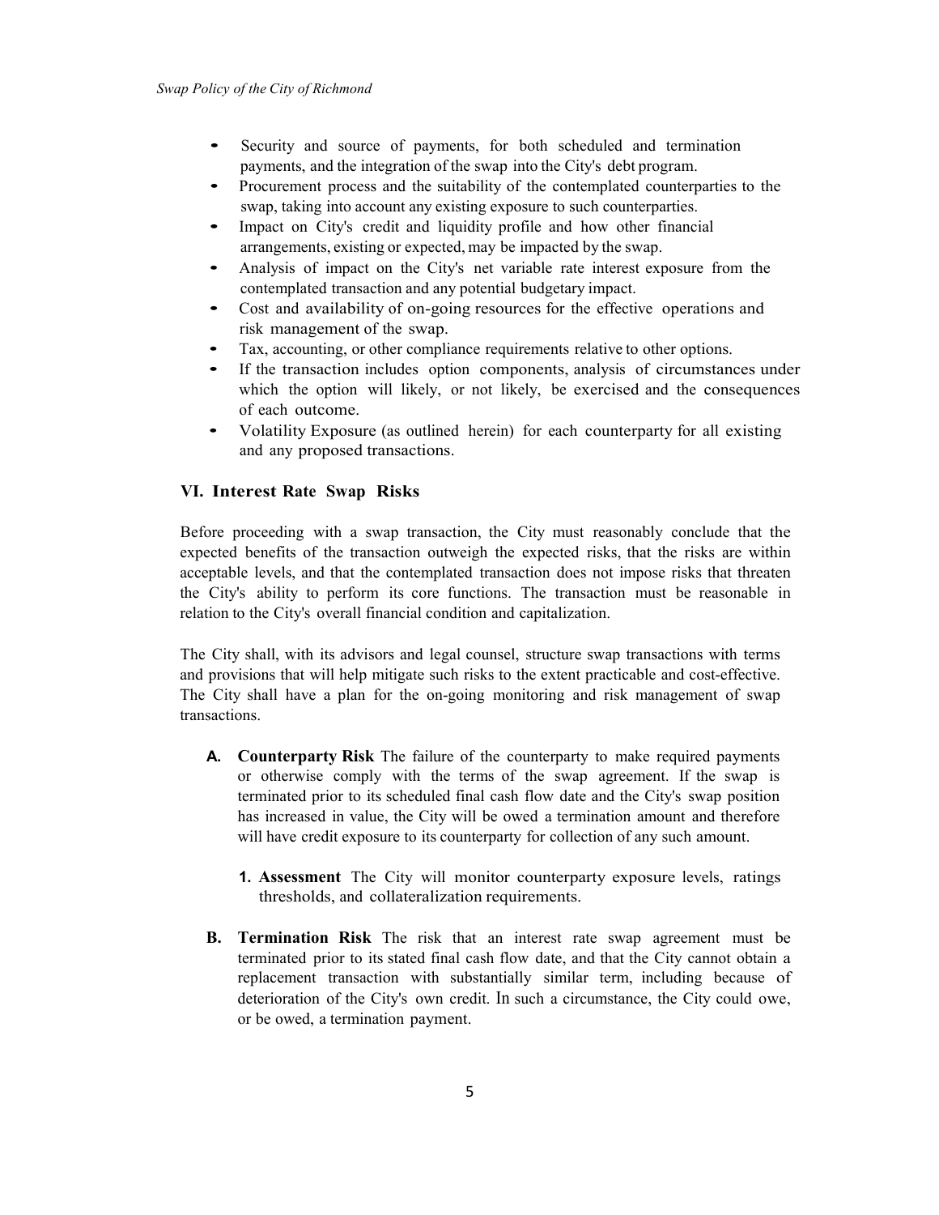- Security and source of payments, for both scheduled and termination payments, and the integration of the swap into the City's debt program.
- Procurement process and the suitability of the contemplated counterparties to the swap, taking into account any existing exposure to such counterparties.
- Impact on City's credit and liquidity profile and how other financial arrangements, existing or expected, may be impacted by the swap.
- Analysis of impact on the City's net variable rate interest exposure from the contemplated transaction and any potential budgetary impact.
- Cost and availability of on-going resources for the effective operations and risk management of the swap.
- Tax, accounting, or other compliance requirements relative to other options.
- If the transaction includes option components, analysis of circumstances under which the option will likely, or not likely, be exercised and the consequences of each outcome.
- Volatility Exposure (as outlined herein) for each counterparty for all existing and any proposed transactions.

## VI. Interest Rate Swap Risks

Before proceeding with a swap transaction, the City must reasonably conclude that the expected benefits of the transaction outweigh the expected risks, that the risks are within acceptable levels, and that the contemplated transaction does not impose risks that threaten the City's ability to perform its core functions. The transaction must be reasonable in relation to the City's overall financial condition and capitalization.

The City shall, with its advisors and legal counsel, structure swap transactions with terms and provisions that will help mitigate such risks to the extent practicable and cost-effective. The City shall have a plan for the on-going monitoring and risk management of swap transactions.

**A. Counterparty Risk** The failure of the counterparty to make required payments or otherwise comply with the terms of the swap agreement. If the swap is terminated prior to its scheduled final cash flow date and the City's swap position has increased in value, the City will be owed a termination amount and therefore will have credit exposure to its counterparty for collection of any such amount.

**1. Assessment** The City will monitor counterparty exposure levels, ratings thresholds, and collateralization requirements.

**B. Termination Risk** The risk that an interest rate swap agreement must be terminated prior to its stated final cash flow date, and that the City cannot obtain a replacement transaction with substantially similar term, including because of deterioration of the City's own credit. In such a circumstance, the City could owe, or be owed, a termination payment.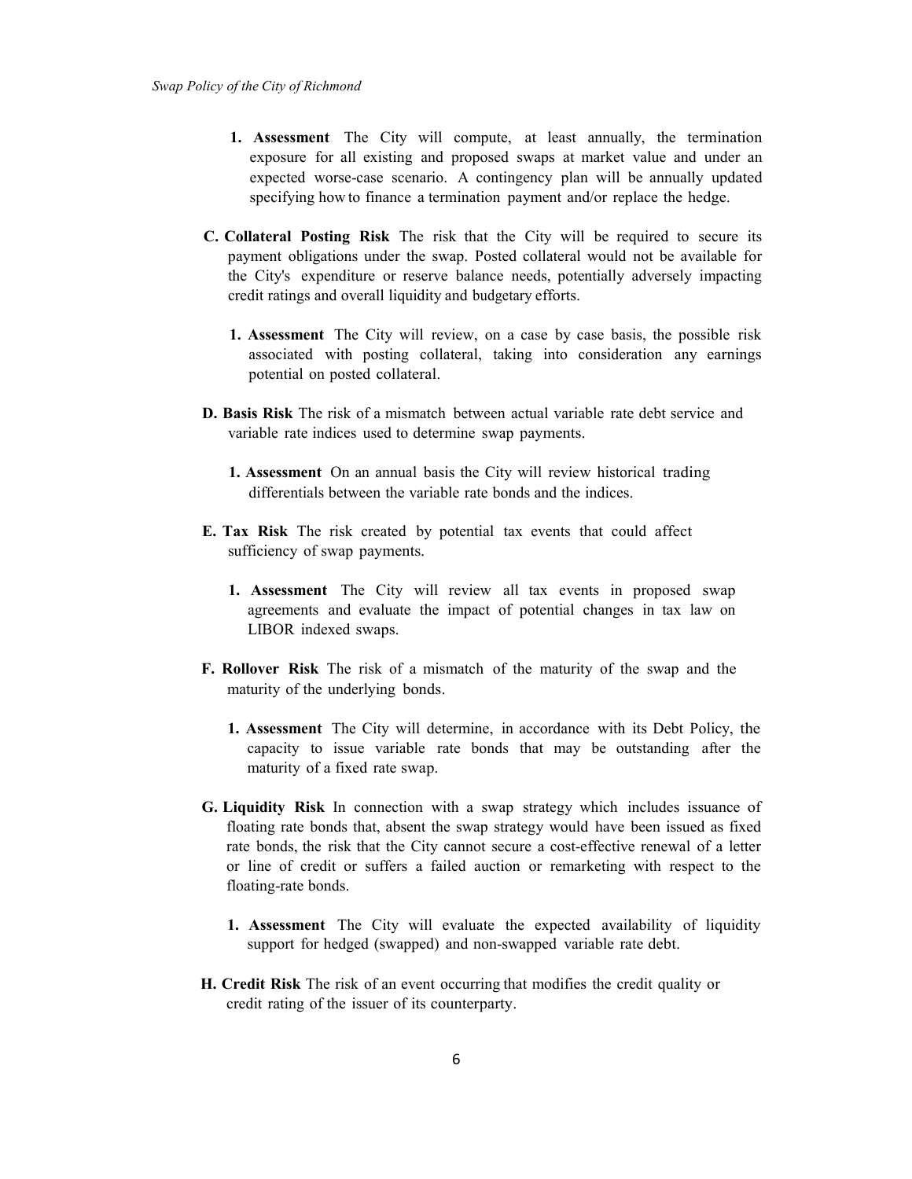1. **Assessment** The City will compute, at least annually, the termination exposure for all existing and proposed swaps at market value and under an expected worse-case scenario. A contingency plan will be annually updated specifying how to finance a termination payment and/or replace the hedge.

**C. Collateral Posting Risk** The risk that the City will be required to secure its payment obligations under the swap. Posted collateral would not be available for the City's expenditure or reserve balance needs, potentially adversely impacting credit ratings and overall liquidity and budgetary efforts.

1. **Assessment** The City will review, on a case by case basis, the possible risk associated with posting collateral, taking into consideration any earnings potential on posted collateral.

**D. Basis Risk** The risk of a mismatch between actual variable rate debt service and variable rate indices used to determine swap payments.

1. **Assessment** On an annual basis the City will review historical trading differentials between the variable rate bonds and the indices.

**E. Tax Risk** The risk created by potential tax events that could affect sufficiency of swap payments.

1. **Assessment** The City will review all tax events in proposed swap agreements and evaluate the impact of potential changes in tax law on LIBOR indexed swaps.

**F. Rollover Risk** The risk of a mismatch of the maturity of the swap and the maturity of the underlying bonds.

1. **Assessment** The City will determine, in accordance with its Debt Policy, the capacity to issue variable rate bonds that may be outstanding after the maturity of a fixed rate swap.

**G. Liquidity Risk** In connection with a swap strategy which includes issuance of floating rate bonds that, absent the swap strategy would have been issued as fixed rate bonds, the risk that the City cannot secure a cost-effective renewal of a letter or line of credit or suffers a failed auction or remarketing with respect to the floating-rate bonds.

1. **Assessment** The City will evaluate the expected availability of liquidity support for hedged (swapped) and non-swapped variable rate debt.

**H. Credit Risk** The risk of an event occurring that modifies the credit quality or credit rating of the issuer of its counterparty.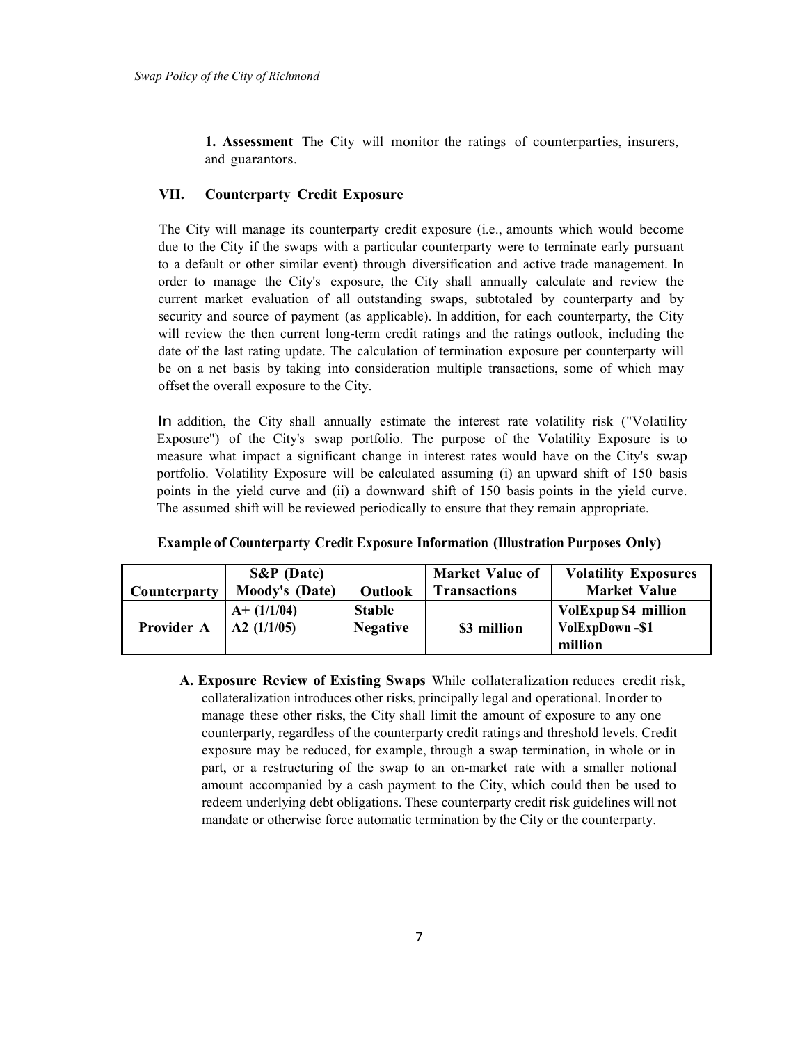**1. Assessment** The City will monitor the ratings of counterparties, insurers, and guarantors.

## VII. Counterparty Credit Exposure

The City will manage its counterparty credit exposure (i.e., amounts which would become due to the City if the swaps with a particular counterparty were to terminate early pursuant to a default or other similar event) through diversification and active trade management. In order to manage the City's exposure, the City shall annually calculate and review the current market evaluation of all outstanding swaps, subtotaled by counterparty and by security and source of payment (as applicable). In addition, for each counterparty, the City will review the then current long-term credit ratings and the ratings outlook, including the date of the last rating update. The calculation of termination exposure per counterparty will be on a net basis by taking into consideration multiple transactions, some of which may offset the overall exposure to the City.

In addition, the City shall annually estimate the interest rate volatility risk ("Volatility Exposure") of the City's swap portfolio. The purpose of the Volatility Exposure is to measure what impact a significant change in interest rates would have on the City's swap portfolio. Volatility Exposure will be calculated assuming (i) an upward shift of 150 basis points in the yield curve and (ii) a downward shift of 150 basis points in the yield curve. The assumed shift will be reviewed periodically to ensure that they remain appropriate.

**Example of Counterparty Credit Exposure Information (Illustration Purposes Only)**

| Counterparty | S&P (Date) Moody's (Date) | Outlook | Market Value of Transactions | Volatility Exposures Market Value |
|---|---|---|---|---|
| **Provider A** | **A+ (1/1/04)** **A2 (1/1/05)** | **Stable** **Negative** | **$3 million** | **VolExpup $4 million** **VolExpDown -$1 million** |

**A. Exposure Review of Existing Swaps** While collateralization reduces credit risk, collateralization introduces other risks, principally legal and operational. In order to manage these other risks, the City shall limit the amount of exposure to any one counterparty, regardless of the counterparty credit ratings and threshold levels. Credit exposure may be reduced, for example, through a swap termination, in whole or in part, or a restructuring of the swap to an on-market rate with a smaller notional amount accompanied by a cash payment to the City, which could then be used to redeem underlying debt obligations. These counterparty credit risk guidelines will not mandate or otherwise force automatic termination by the City or the counterparty.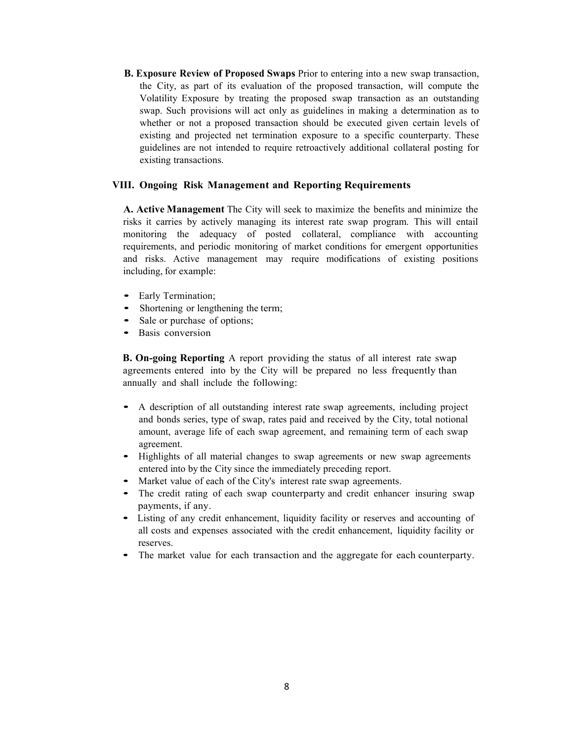**B. Exposure Review of Proposed Swaps** Prior to entering into a new swap transaction, the City, as part of its evaluation of the proposed transaction, will compute the Volatility Exposure by treating the proposed swap transaction as an outstanding swap. Such provisions will act only as guidelines in making a determination as to whether or not a proposed transaction should be executed given certain levels of existing and projected net termination exposure to a specific counterparty. These guidelines are not intended to require retroactively additional collateral posting for existing transactions.

## VIII. Ongoing Risk Management and Reporting Requirements

**A. Active Management** The City will seek to maximize the benefits and minimize the risks it carries by actively managing its interest rate swap program. This will entail monitoring the adequacy of posted collateral, compliance with accounting requirements, and periodic monitoring of market conditions for emergent opportunities and risks. Active management may require modifications of existing positions including, for example:

- Early Termination;
- Shortening or lengthening the term;
- Sale or purchase of options;
- Basis conversion

**B. On-going Reporting** A report providing the status of all interest rate swap agreements entered into by the City will be prepared no less frequently than annually and shall include the following:

- A description of all outstanding interest rate swap agreements, including project and bonds series, type of swap, rates paid and received by the City, total notional amount, average life of each swap agreement, and remaining term of each swap agreement.
- Highlights of all material changes to swap agreements or new swap agreements entered into by the City since the immediately preceding report.
- Market value of each of the City's interest rate swap agreements.
- The credit rating of each swap counterparty and credit enhancer insuring swap payments, if any.
- Listing of any credit enhancement, liquidity facility or reserves and accounting of all costs and expenses associated with the credit enhancement, liquidity facility or reserves.
- The market value for each transaction and the aggregate for each counterparty.